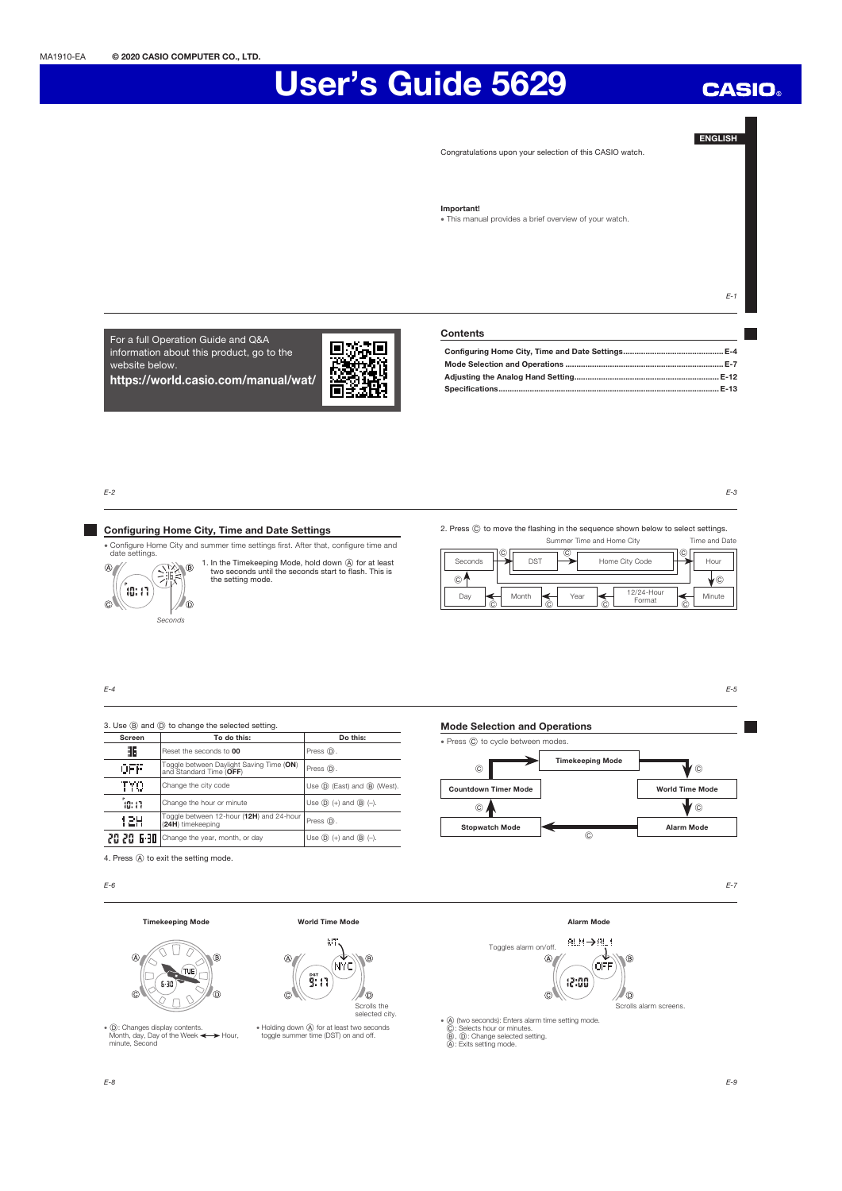MA1910-EA © 2020 CASIO COMPUTER CO., LTD.

# User's Guide 5629

CASIO

ENGLISH

Congratulations upon your selection of this CASIO watch.

**Important!**

- This manual provides a brief overview of your watch.

For a full Operation Guide and Q&A information about this product, go to the website below.

**https://world.casio.com/manual/wat/**

## Contents

| | |
|---|---|
| Configuring Home City, Time and Date Settings | E-4 |
| Mode Selection and Operations | E-7 |
| Adjusting the Analog Hand Setting | E-12 |
| Specifications | E-13 |

## Configuring Home City, Time and Date Settings

- Configure Home City and summer time settings first. After that, configure time and date settings.

1. In the Timekeeping Mode, hold down Ⓐ for at least two seconds until the seconds start to flash. This is the setting mode.

Seconds

2. Press Ⓒ to move the flashing in the sequence shown below to select settings.

Summer Time and Home City: Seconds → DST → Home City Code
Time and Date: Hour → Minute → 12/24-Hour Format → Year → Month → Day → Seconds

3. Use Ⓑ and Ⓓ to change the selected setting.

| Screen | To do this: | Do this: |
|---|---|---|
| 36 | Reset the seconds to **00** | Press Ⓓ. |
| OFF | Toggle between Daylight Saving Time (**ON**) and Standard Time (**OFF**) | Press Ⓓ. |
| TYO | Change the city code | Use Ⓓ (East) and Ⓑ (West). |
| 10:17 | Change the hour or minute | Use Ⓓ (+) and Ⓑ (–). |
| 12H | Toggle between 12-hour (**12H**) and 24-hour (**24H**) timekeeping | Press Ⓓ. |
| 20 20 6-30 | Change the year, month, or day | Use Ⓓ (+) and Ⓑ (–). |

4. Press Ⓐ to exit the setting mode.

## Mode Selection and Operations

- Press Ⓒ to cycle between modes.

Timekeeping Mode → World Time Mode → Alarm Mode → Stopwatch Mode → Countdown Timer Mode → Timekeeping Mode

**Timekeeping Mode**

- Ⓓ: Changes display contents.
Month, day, Day of the Week ⟷ Hour, minute, Second

**World Time Mode**

Scrolls the selected city.

- Holding down Ⓐ for at least two seconds toggle summer time (DST) on and off.

**Alarm Mode**

Toggles alarm on/off.

Scrolls alarm screens.

- Ⓐ (two seconds): Enters alarm time setting mode.
Ⓒ: Selects hour or minutes.
Ⓑ, Ⓓ: Change selected setting.
Ⓐ: Exits setting mode.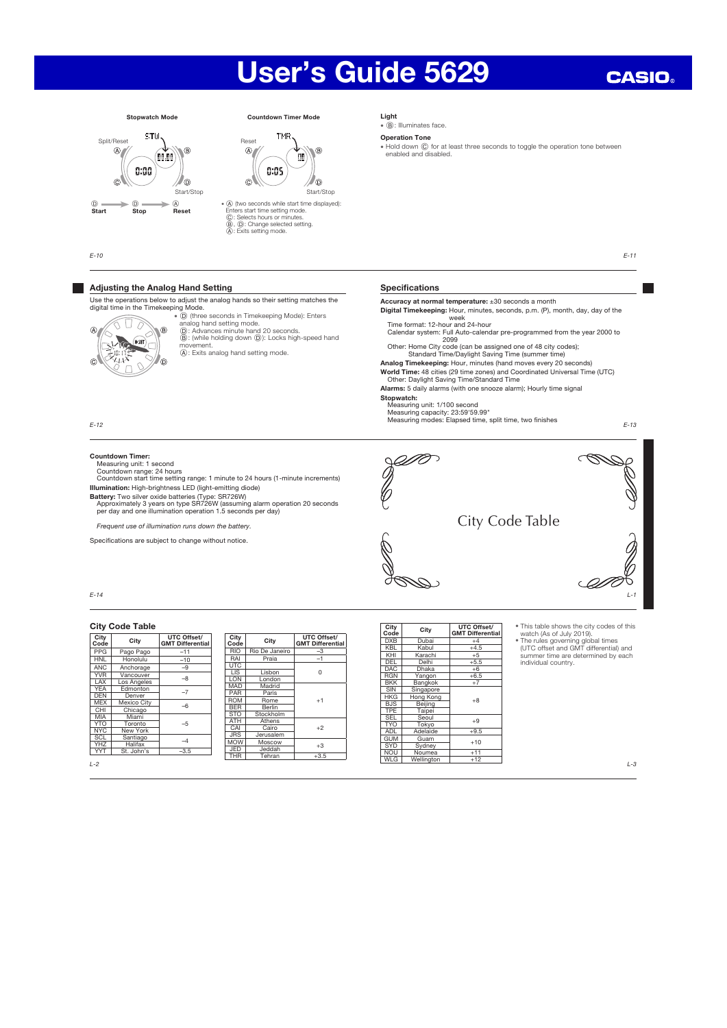# User's Guide 5629

CASIO

**Stopwatch Mode**

STW

Split/Reset

Ⓐ Ⓑ Ⓒ Ⓓ

Start/Stop

Ⓓ Start → Ⓓ Stop → Ⓐ Reset

**Countdown Timer Mode**

TMR

Reset

Start/Stop

- Ⓐ (two seconds while start time displayed): Enters start time setting mode.
  Ⓒ: Selects hours or minutes.
  Ⓑ, Ⓓ: Change selected setting.
  Ⓐ: Exits setting mode.

**Light**

- Ⓑ: Illuminates face.

**Operation Tone**

- Hold down Ⓒ for at least three seconds to toggle the operation tone between enabled and disabled.

## Adjusting the Analog Hand Setting

Use the operations below to adjust the analog hands so their setting matches the digital time in the Timekeeping Mode.

- Ⓓ (three seconds in Timekeeping Mode): Enters analog hand setting mode.
  Ⓓ: Advances minute hand 20 seconds.
  Ⓑ: (while holding down Ⓓ): Locks high-speed hand movement.
  Ⓐ: Exits analog hand setting mode.

## Specifications

**Accuracy at normal temperature:** ±30 seconds a month

**Digital Timekeeping:** Hour, minutes, seconds, p.m. (P), month, day, day of the week
Time format: 12-hour and 24-hour
Calendar system: Full Auto-calendar pre-programmed from the year 2000 to 2099
Other: Home City code (can be assigned one of 48 city codes); Standard Time/Daylight Saving Time (summer time)

**Analog Timekeeping:** Hour, minutes (hand moves every 20 seconds)

**World Time:** 48 cities (29 time zones) and Coordinated Universal Time (UTC)
Other: Daylight Saving Time/Standard Time

**Alarms:** 5 daily alarms (with one snooze alarm); Hourly time signal

**Stopwatch:**
Measuring unit: 1/100 second
Measuring capacity: 23:59'59.99"
Measuring modes: Elapsed time, split time, two finishes

**Countdown Timer:**
Measuring unit: 1 second
Countdown range: 24 hours
Countdown start time setting range: 1 minute to 24 hours (1-minute increments)

**Illumination:** High-brightness LED (light-emitting diode)

**Battery:** Two silver oxide batteries (Type: SR726W)
Approximately 3 years on type SR726W (assuming alarm operation 20 seconds per day and one illumination operation 1.5 seconds per day)

*Frequent use of illumination runs down the battery.*

Specifications are subject to change without notice.

# City Code Table

## City Code Table

| City Code | City | UTC Offset/ GMT Differential |
|---|---|---|
| PPG | Pago Pago | −11 |
| HNL | Honolulu | −10 |
| ANC | Anchorage | −9 |
| YVR | Vancouver | −8 |
| LAX | Los Angeles | |
| YEA | Edmonton | −7 |
| DEN | Denver | |
| MEX | Mexico City | −6 |
| CHI | Chicago | |
| MIA | Miami | −5 |
| YTO | Toronto | |
| NYC | New York | |
| SCL | Santiago | −4 |
| YHZ | Halifax | |
| YYT | St. John's | −3.5 |
| RIO | Rio De Janeiro | −3 |
| RAI | Praia | −1 |
| UTC | | 0 |
| LIS | Lisbon | |
| LON | London | |
| MAD | Madrid | +1 |
| PAR | Paris | |
| ROM | Rome | |
| BER | Berlin | |
| STO | Stockholm | |
| ATH | Athens | +2 |
| CAI | Cairo | |
| JRS | Jerusalem | |
| MOW | Moscow | +3 |
| JED | Jeddah | |
| THR | Tehran | +3.5 |
| DXB | Dubai | +4 |
| KBL | Kabul | +4.5 |
| KHI | Karachi | +5 |
| DEL | Delhi | +5.5 |
| DAC | Dhaka | +6 |
| RGN | Yangon | +6.5 |
| BKK | Bangkok | +7 |
| SIN | Singapore | +8 |
| HKG | Hong Kong | |
| BJS | Beijing | |
| TPE | Taipei | |
| SEL | Seoul | +9 |
| TYO | Tokyo | |
| ADL | Adelaide | +9.5 |
| GUM | Guam | +10 |
| SYD | Sydney | |
| NOU | Noumea | +11 |
| WLG | Wellington | +12 |

- This table shows the city codes of this watch (As of July 2019).
- The rules governing global times (UTC offset and GMT differential) and summer time are determined by each individual country.